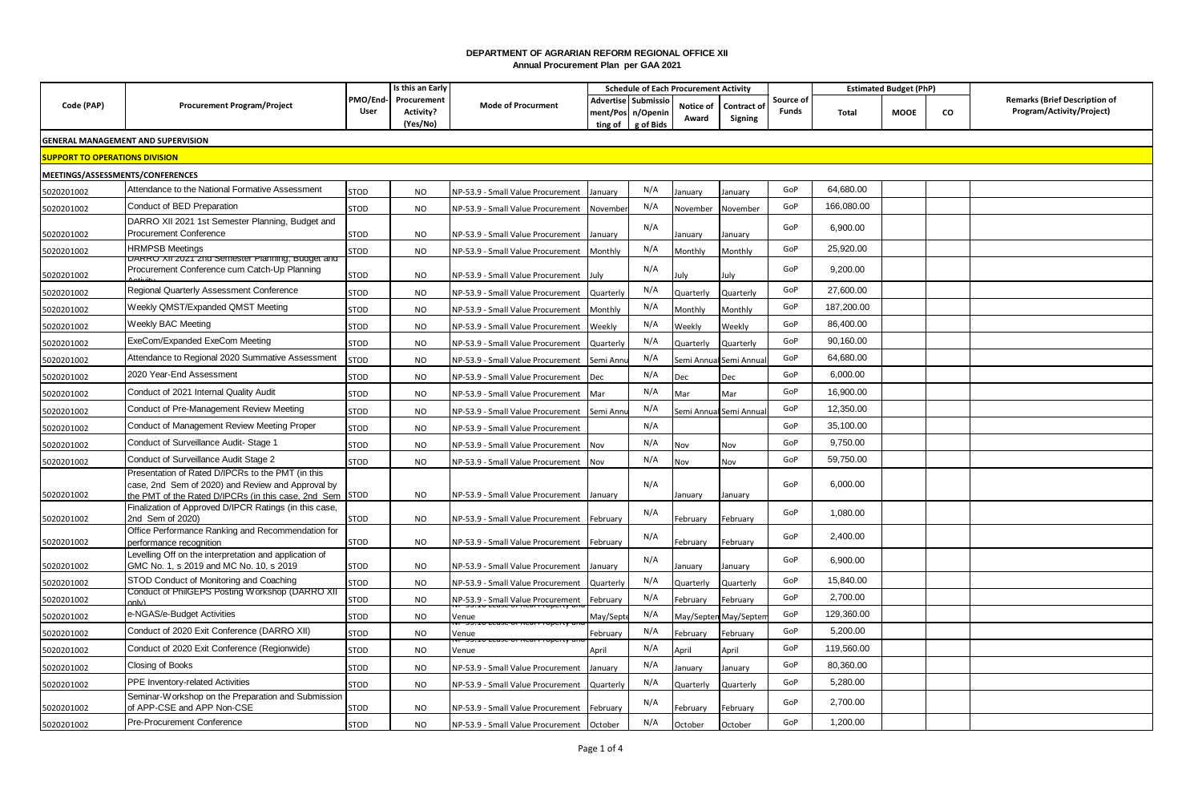# DEPARTMENT OF AGRARIAN REFORM REGIONAL OFFICE XII
## Annual Procurement Plan per GAA 2021

| Code (PAP) | Procurement Program/Project | PMO/End-User | Is this an Early Procurement Activity? (Yes/No) | Mode of Procurment | Schedule of Each Procurement Activity | | | | Source of Funds | Estimated Budget (PhP) | | | Remarks (Brief Description of Program/Activity/Project) |
|---|---|---|---|---|---|---|---|---|---|---|---|---|---|
| | | | | | Advertisement/Posting of | Submission/Opening of Bids | Notice of Award | Contract of Signing | | Total | MOOE | CO | |
| **GENERAL MANAGEMENT AND SUPERVISION** | | | | | | | | | | | | | |
| **SUPPORT TO OPERATIONS DIVISION** | | | | | | | | | | | | | |
| **MEETINGS/ASSESSMENTS/CONFERENCES** | | | | | | | | | | | | | |
| 5020201002 | Attendance to the National Formative Assessment | STOD | NO | NP-53.9 - Small Value Procurement | January | N/A | January | January | GoP | 64,680.00 | | | |
| 5020201002 | Conduct of BED Preparation | STOD | NO | NP-53.9 - Small Value Procurement | November | N/A | November | November | GoP | 166,080.00 | | | |
| 5020201002 | DARRO XII 2021 1st Semester Planning, Budget and Procurement Conference | STOD | NO | NP-53.9 - Small Value Procurement | January | N/A | January | January | GoP | 6,900.00 | | | |
| 5020201002 | HRMPSB Meetings | STOD | NO | NP-53.9 - Small Value Procurement | Monthly | N/A | Monthly | Monthly | GoP | 25,920.00 | | | |
| 5020201002 | DARRO XII 2021 2nd Semester Planning, Budget and Procurement Conference cum Catch-Up Planning Activity | STOD | NO | NP-53.9 - Small Value Procurement | July | N/A | July | July | GoP | 9,200.00 | | | |
| 5020201002 | Regional Quarterly Assessment Conference | STOD | NO | NP-53.9 - Small Value Procurement | Quarterly | N/A | Quarterly | Quarterly | GoP | 27,600.00 | | | |
| 5020201002 | Weekly QMST/Expanded QMST Meeting | STOD | NO | NP-53.9 - Small Value Procurement | Monthly | N/A | Monthly | Monthly | GoP | 187,200.00 | | | |
| 5020201002 | Weekly BAC Meeting | STOD | NO | NP-53.9 - Small Value Procurement | Weekly | N/A | Weekly | Weekly | GoP | 86,400.00 | | | |
| 5020201002 | ExeCom/Expanded ExeCom Meeting | STOD | NO | NP-53.9 - Small Value Procurement | Quarterly | N/A | Quarterly | Quarterly | GoP | 90,160.00 | | | |
| 5020201002 | Attendance to Regional 2020 Summative Assessment | STOD | NO | NP-53.9 - Small Value Procurement | Semi Annu | N/A | Semi Annua | Semi Annual | GoP | 64,680.00 | | | |
| 5020201002 | 2020 Year-End Assessment | STOD | NO | NP-53.9 - Small Value Procurement | Dec | N/A | Dec | Dec | GoP | 6,000.00 | | | |
| 5020201002 | Conduct of 2021 Internal Quality Audit | STOD | NO | NP-53.9 - Small Value Procurement | Mar | N/A | Mar | Mar | GoP | 16,900.00 | | | |
| 5020201002 | Conduct of Pre-Management Review Meeting | STOD | NO | NP-53.9 - Small Value Procurement | Semi Annu | N/A | Semi Annua | Semi Annual | GoP | 12,350.00 | | | |
| 5020201002 | Conduct of Management Review Meeting Proper | STOD | NO | NP-53.9 - Small Value Procurement | | N/A | | | GoP | 35,100.00 | | | |
| 5020201002 | Conduct of Surveillance Audit- Stage 1 | STOD | NO | NP-53.9 - Small Value Procurement | Nov | N/A | Nov | Nov | GoP | 9,750.00 | | | |
| 5020201002 | Conduct of Surveillance Audit Stage 2 | STOD | NO | NP-53.9 - Small Value Procurement | Nov | N/A | Nov | Nov | GoP | 59,750.00 | | | |
| 5020201002 | Presentation of Rated D/IPCRs to the PMT (in this case, 2nd Sem of 2020) and Review and Approval by the PMT of the Rated D/IPCRs (in this case, 2nd Sem | STOD | NO | NP-53.9 - Small Value Procurement | January | N/A | January | January | GoP | 6,000.00 | | | |
| 5020201002 | Finalization of Approved D/IPCR Ratings (in this case, 2nd Sem of 2020) | STOD | NO | NP-53.9 - Small Value Procurement | February | N/A | February | February | GoP | 1,080.00 | | | |
| 5020201002 | Office Performance Ranking and Recommendation for performance recognition | STOD | NO | NP-53.9 - Small Value Procurement | February | N/A | February | February | GoP | 2,400.00 | | | |
| 5020201002 | Levelling Off on the interpretation and application of GMC No. 1, s 2019 and MC No. 10, s 2019 | STOD | NO | NP-53.9 - Small Value Procurement | January | N/A | January | January | GoP | 6,900.00 | | | |
| 5020201002 | STOD Conduct of Monitoring and Coaching | STOD | NO | NP-53.9 - Small Value Procurement | Quarterly | N/A | Quarterly | Quarterly | GoP | 15,840.00 | | | |
| 5020201002 | Conduct of PhilGEPS Posting Workshop (DARRO XII only) | STOD | NO | NP-53.9 - Small Value Procurement | February | N/A | February | February | GoP | 2,700.00 | | | |
| 5020201002 | e-NGAS/e-Budget Activities | STOD | NO | NP-53.10 Lease of Real Property and Venue | May/Septe | N/A | May/Septen | May/Septem | GoP | 129,360.00 | | | |
| 5020201002 | Conduct of 2020 Exit Conference (DARRO XII) | STOD | NO | NP-53.10 Lease of Real Property and Venue | February | N/A | February | February | GoP | 5,200.00 | | | |
| 5020201002 | Conduct of 2020 Exit Conference (Regionwide) | STOD | NO | NP-53.10 Lease of Real Property and Venue | April | N/A | April | April | GoP | 119,560.00 | | | |
| 5020201002 | Closing of Books | STOD | NO | NP-53.9 - Small Value Procurement | January | N/A | January | January | GoP | 80,360.00 | | | |
| 5020201002 | PPE Inventory-related Activities | STOD | NO | NP-53.9 - Small Value Procurement | Quarterly | N/A | Quarterly | Quarterly | GoP | 5,280.00 | | | |
| 5020201002 | Seminar-Workshop on the Preparation and Submission of APP-CSE and APP Non-CSE | STOD | NO | NP-53.9 - Small Value Procurement | February | N/A | February | February | GoP | 2,700.00 | | | |
| 5020201002 | Pre-Procurement Conference | STOD | NO | NP-53.9 - Small Value Procurement | October | N/A | October | October | GoP | 1,200.00 | | | |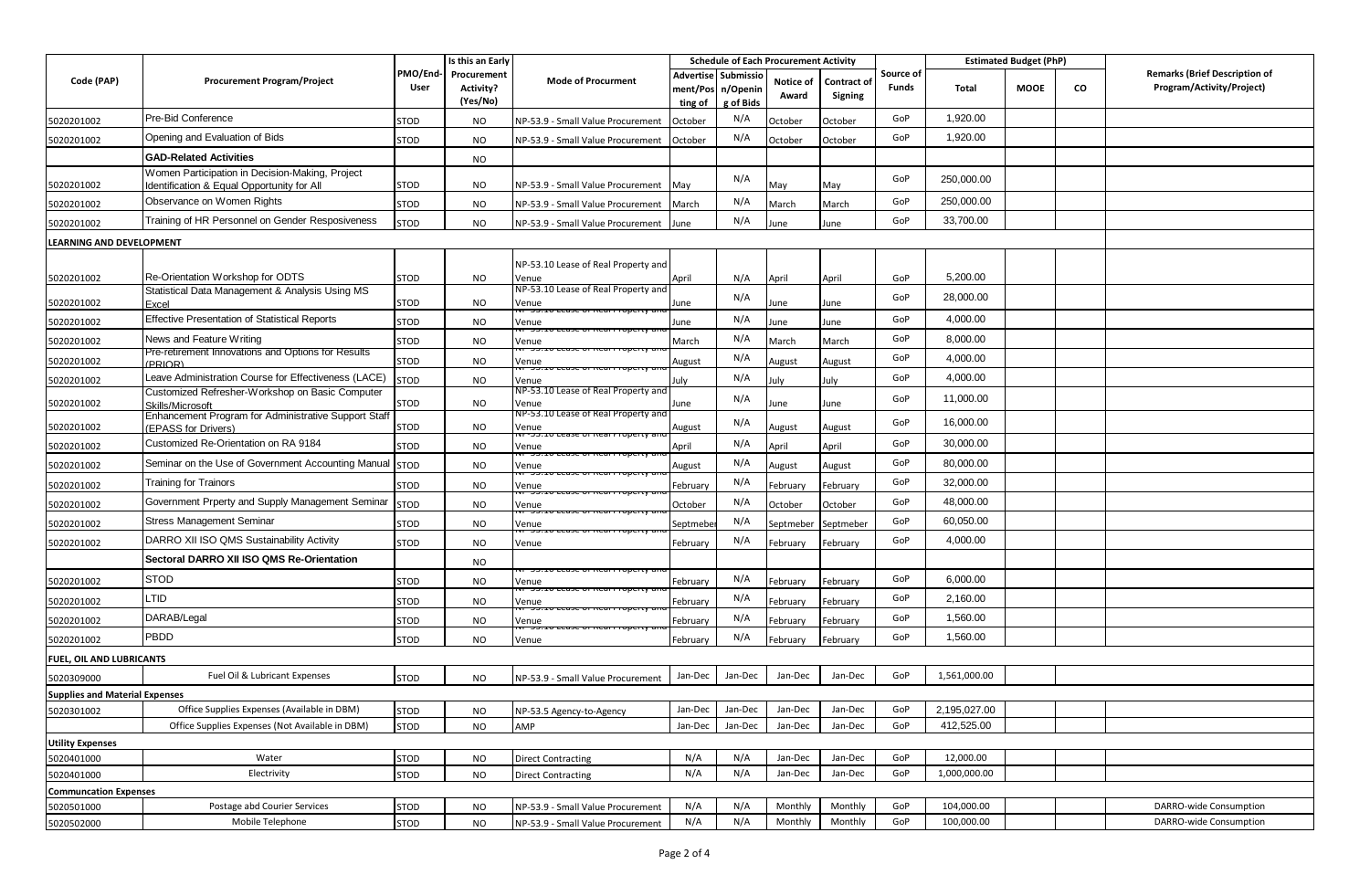| Code (PAP) | Procurement Program/Project | PMO/End-User | Is this an Early Procurement Activity? (Yes/No) | Mode of Procurment | Schedule of Each Procurement Activity | | | | Source of Funds | Estimated Budget (PhP) | | | Remarks (Brief Description of Program/Activity/Project) |
|---|---|---|---|---|---|---|---|---|---|---|---|---|---|
| | | | | | Advertisement/Posting of | Submission/Opening of Bids | Notice of Award | Contract of Signing | | Total | MOOE | CO | |
| 5020201002 | Pre-Bid Conference | STOD | NO | NP-53.9 - Small Value Procurement | October | N/A | October | October | GoP | 1,920.00 | | | |
| 5020201002 | Opening and Evaluation of Bids | STOD | NO | NP-53.9 - Small Value Procurement | October | N/A | October | October | GoP | 1,920.00 | | | |
| | **GAD-Related Activities** | | NO | | | | | | | | | | |
| 5020201002 | Women Participation in Decision-Making, Project Identification & Equal Opportunity for All | STOD | NO | NP-53.9 - Small Value Procurement | May | N/A | May | May | GoP | 250,000.00 | | | |
| 5020201002 | Observance on Women Rights | STOD | NO | NP-53.9 - Small Value Procurement | March | N/A | March | March | GoP | 250,000.00 | | | |
| 5020201002 | Training of HR Personnel on Gender Resposiveness | STOD | NO | NP-53.9 - Small Value Procurement | June | N/A | June | June | GoP | 33,700.00 | | | |
| **LEARNING AND DEVELOPMENT** | | | | | | | | | | | | | |
| 5020201002 | Re-Orientation Workshop for ODTS | STOD | NO | NP-53.10 Lease of Real Property and Venue | April | N/A | April | April | GoP | 5,200.00 | | | |
| 5020201002 | Statistical Data Management & Analysis Using MS Excel | STOD | NO | NP-53.10 Lease of Real Property and Venue | June | N/A | June | June | GoP | 28,000.00 | | | |
| 5020201002 | Effective Presentation of Statistical Reports | STOD | NO | NP-53.10 Lease of Real Property and Venue | June | N/A | June | June | GoP | 4,000.00 | | | |
| 5020201002 | News and Feature Writing | STOD | NO | NP-53.10 Lease of Real Property and Venue | March | N/A | March | March | GoP | 8,000.00 | | | |
| 5020201002 | Pre-retirement Innovations and Options for Results (PRIOR) | STOD | NO | NP-53.10 Lease of Real Property and Venue | August | N/A | August | August | GoP | 4,000.00 | | | |
| 5020201002 | Leave Administration Course for Effectiveness (LACE) | STOD | NO | NP-53.10 Lease of Real Property and Venue | July | N/A | July | July | GoP | 4,000.00 | | | |
| 5020201002 | Customized Refresher-Workshop on Basic Computer Skills/Microsoft | STOD | NO | NP-53.10 Lease of Real Property and Venue | June | N/A | June | June | GoP | 11,000.00 | | | |
| 5020201002 | Enhancement Program for Administrative Support Staff (EPASS for Drivers) | STOD | NO | NP-53.10 Lease of Real Property and Venue | August | N/A | August | August | GoP | 16,000.00 | | | |
| 5020201002 | Customized Re-Orientation on RA 9184 | STOD | NO | NP-53.10 Lease of Real Property and Venue | April | N/A | April | April | GoP | 30,000.00 | | | |
| 5020201002 | Seminar on the Use of Government Accounting Manual | STOD | NO | NP-53.10 Lease of Real Property and Venue | August | N/A | August | August | GoP | 80,000.00 | | | |
| 5020201002 | Training for Trainors | STOD | NO | NP-53.10 Lease of Real Property and Venue | February | N/A | February | February | GoP | 32,000.00 | | | |
| 5020201002 | Government Prperty and Supply Management Seminar | STOD | NO | NP-53.10 Lease of Real Property and Venue | October | N/A | October | October | GoP | 48,000.00 | | | |
| 5020201002 | Stress Management Seminar | STOD | NO | NP-53.10 Lease of Real Property and Venue | Septmeber | N/A | Septmeber | Septmeber | GoP | 60,050.00 | | | |
| 5020201002 | DARRO XII ISO QMS Sustainability Activity | STOD | NO | NP-53.10 Lease of Real Property and Venue | February | N/A | February | February | GoP | 4,000.00 | | | |
| | **Sectoral DARRO XII ISO QMS Re-Orientation** | | NO | | | | | | | | | | |
| 5020201002 | STOD | STOD | NO | NP-53.10 Lease of Real Property and Venue | February | N/A | February | February | GoP | 6,000.00 | | | |
| 5020201002 | LTID | STOD | NO | NP-53.10 Lease of Real Property and Venue | February | N/A | February | February | GoP | 2,160.00 | | | |
| 5020201002 | DARAB/Legal | STOD | NO | NP-53.10 Lease of Real Property and Venue | February | N/A | February | February | GoP | 1,560.00 | | | |
| 5020201002 | PBDD | STOD | NO | NP-53.10 Lease of Real Property and Venue | February | N/A | February | February | GoP | 1,560.00 | | | |
| **FUEL, OIL AND LUBRICANTS** | | | | | | | | | | | | | |
| 5020309000 | Fuel Oil & Lubricant Expenses | STOD | NO | NP-53.9 - Small Value Procurement | Jan-Dec | Jan-Dec | Jan-Dec | Jan-Dec | GoP | 1,561,000.00 | | | |
| **Supplies and Material Expenses** | | | | | | | | | | | | | |
| 5020301002 | Office Supplies Expenses (Available in DBM) | STOD | NO | NP-53.5 Agency-to-Agency | Jan-Dec | Jan-Dec | Jan-Dec | Jan-Dec | GoP | 2,195,027.00 | | | |
| | Office Supplies Expenses (Not Available in DBM) | STOD | NO | AMP | Jan-Dec | Jan-Dec | Jan-Dec | Jan-Dec | GoP | 412,525.00 | | | |
| **Utility Expenses** | | | | | | | | | | | | | |
| 5020401000 | Water | STOD | NO | Direct Contracting | N/A | N/A | Jan-Dec | Jan-Dec | GoP | 12,000.00 | | | |
| 5020401000 | Electrivity | STOD | NO | Direct Contracting | N/A | N/A | Jan-Dec | Jan-Dec | GoP | 1,000,000.00 | | | |
| **Communcation Expenses** | | | | | | | | | | | | | |
| 5020501000 | Postage abd Courier Services | STOD | NO | NP-53.9 - Small Value Procurement | N/A | N/A | Monthly | Monthly | GoP | 104,000.00 | | | DARRO-wide Consumption |
| 5020502000 | Mobile Telephone | STOD | NO | NP-53.9 - Small Value Procurement | N/A | N/A | Monthly | Monthly | GoP | 100,000.00 | | | DARRO-wide Consumption |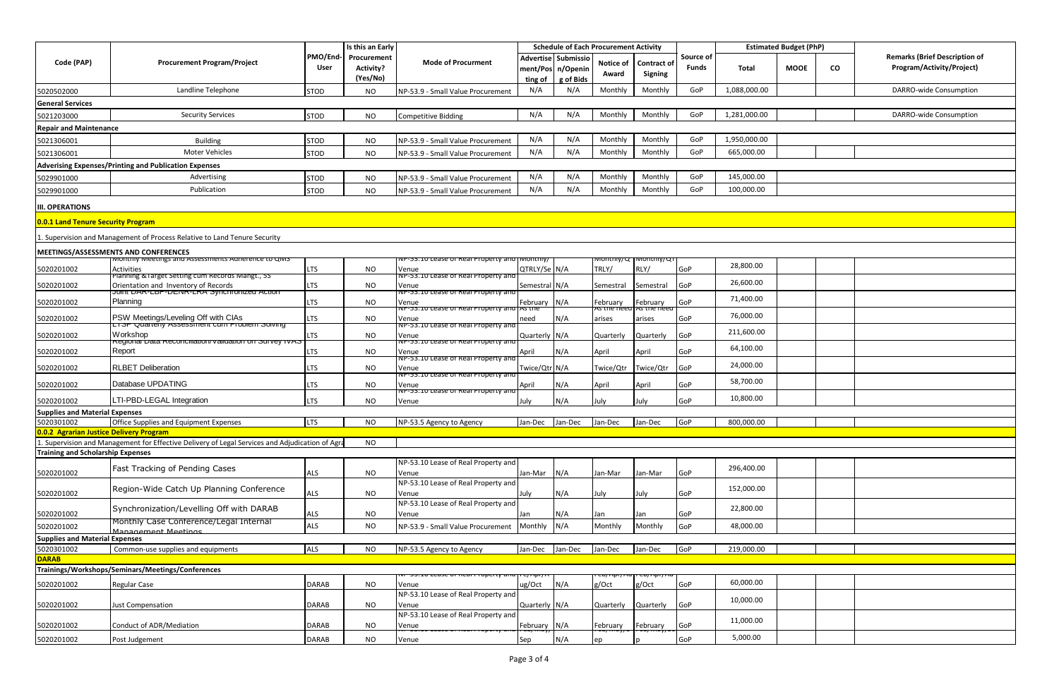| Code (PAP) | Procurement Program/Project | PMO/End-User | Is this an Early Procurement Activity? (Yes/No) | Mode of Procurment | Schedule of Each Procurement Activity | | | | Source of Funds | Estimated Budget (PhP) | | | Remarks (Brief Description of Program/Activity/Project) |
|---|---|---|---|---|---|---|---|---|---|---|---|---|---|
| | | | | | Advertisement/Posting of | Submission/Opening of Bids | Notice of Award | Contract of Signing | | Total | MOOE | CO | |
| 5020502000 | Landline Telephone | STOD | NO | NP-53.9 - Small Value Procurement | N/A | N/A | Monthly | Monthly | GoP | 1,088,000.00 | | | DARRO-wide Consumption |
| **General Services** | | | | | | | | | | | | | |
| 5021203000 | Security Services | STOD | NO | Competitive Bidding | N/A | N/A | Monthly | Monthly | GoP | 1,281,000.00 | | | DARRO-wide Consumption |
| **Repair and Maintenance** | | | | | | | | | | | | | |
| 5021306001 | Building | STOD | NO | NP-53.9 - Small Value Procurement | N/A | N/A | Monthly | Monthly | GoP | 1,950,000.00 | | | |
| 5021306001 | Moter Vehicles | STOD | NO | NP-53.9 - Small Value Procurement | N/A | N/A | Monthly | Monthly | GoP | 665,000.00 | | | |
| **Adverising Expenses/Printing and Publication Expenses** | | | | | | | | | | | | | |
| 5029901000 | Advertising | STOD | NO | NP-53.9 - Small Value Procurement | N/A | N/A | Monthly | Monthly | GoP | 145,000.00 | | | |
| 5029901000 | Publication | STOD | NO | NP-53.9 - Small Value Procurement | N/A | N/A | Monthly | Monthly | GoP | 100,000.00 | | | |
| **III. OPERATIONS** | | | | | | | | | | | | | |
| **0.0.1 Land Tenure Security Program** | | | | | | | | | | | | | |
| 1. Supervision and Management of Process Relative to Land Tenure Security | | | | | | | | | | | | | |
| **MEETINGS/ASSESSMENTS AND CONFERENCES** | | | | | | | | | | | | | |
| 5020201002 | Monthly Meetings and Assessments Adherence to QMS Activities | LTS | NO | NP-53.10 Lease of Real Property and Venue | Monthly/QTRLY/Se | N/A | Monthly/QTRLY/ | Monthly/QTRLY/ | GoP | 28,800.00 | | | |
| 5020201002 | Planning & Target Setting cum Records Mangt., SS Orientation and Inventory of Records | LTS | NO | NP-53.10 Lease of Real Property and Venue | Semestral | N/A | Semestral | Semestral | GoP | 26,600.00 | | | |
| 5020201002 | Joint DAR-LBP-DENR-LRA Synchronized Action Planning | LTS | NO | NP-53.10 Lease of Real Property and Venue | February | N/A | February | February | GoP | 71,400.00 | | | |
| 5020201002 | PSW Meetings/Leveling Off with CIAs | LTS | NO | NP-53.10 Lease of Real Property and Venue | As the need | N/A | As the need arises | As the need arises | GoP | 76,000.00 | | | |
| 5020201002 | LTSP Quarterly Assessment cum Problem Solving Workshop | LTS | NO | NP-53.10 Lease of Real Property and Venue | Quarterly | N/A | Quarterly | Quarterly | GoP | 211,600.00 | | | |
| 5020201002 | Regional Data Reconciliation/Validation on Survey IVAS Report | LTS | NO | NP-53.10 Lease of Real Property and Venue | April | N/A | April | April | GoP | 64,100.00 | | | |
| 5020201002 | RLBET Deliberation | LTS | NO | NP-53.10 Lease of Real Property and Venue | Twice/Qtr | N/A | Twice/Qtr | Twice/Qtr | GoP | 24,000.00 | | | |
| 5020201002 | Database UPDATING | LTS | NO | NP-53.10 Lease of Real Property and Venue | April | N/A | April | April | GoP | 58,700.00 | | | |
| 5020201002 | LTI-PBD-LEGAL Integration | LTS | NO | NP-53.10 Lease of Real Property and Venue | July | N/A | July | July | GoP | 10,800.00 | | | |
| **Supplies and Material Expenses** | | | | | | | | | | | | | |
| 5020301002 | Office Supplies and Equipment Expenses | LTS | NO | NP-53.5 Agency to Agency | Jan-Dec | Jan-Dec | Jan-Dec | Jan-Dec | GoP | 800,000.00 | | | |
| **0.0.2 Agrarian Justice Delivery Program** | | | | | | | | | | | | | |
| 1. Supervision and Management for Effective Delivery of Legal Services and Adjudication of Agra | | | NO | | | | | | | | | | |
| **Training and Scholarship Expenses** | | | | | | | | | | | | | |
| 5020201002 | Fast Tracking of Pending Cases | ALS | NO | NP-53.10 Lease of Real Property and Venue | Jan-Mar | N/A | Jan-Mar | Jan-Mar | GoP | 296,400.00 | | | |
| 5020201002 | Region-Wide Catch Up Planning Conference | ALS | NO | NP-53.10 Lease of Real Property and Venue | July | N/A | July | July | GoP | 152,000.00 | | | |
| 5020201002 | Synchronization/Levelling Off with DARAB | ALS | NO | NP-53.10 Lease of Real Property and Venue | Jan | N/A | Jan | Jan | GoP | 22,800.00 | | | |
| 5020201002 | Monthly Case Conference/Legal Internal Management Meetings | ALS | NO | NP-53.9 - Small Value Procurement | Monthly | N/A | Monthly | Monthly | GoP | 48,000.00 | | | |
| **Supplies and Material Expenses** | | | | | | | | | | | | | |
| 5020301002 | Common-use supplies and equipments | ALS | NO | NP-53.5 Agency to Agency | Jan-Dec | Jan-Dec | Jan-Dec | Jan-Dec | GoP | 219,000.00 | | | |
| **DARAB** | | | | | | | | | | | | | |
| **Trainings/Workshops/Seminars/Meetings/Conferences** | | | | | | | | | | | | | |
| 5020201002 | Regular Case | DARAB | NO | NP-53.10 Lease of Real Property and Venue | Feb/Apr/Aug/Oct | N/A | Feb/Apr/Aug/Oct | Feb/Apr/Aug/Oct | GoP | 60,000.00 | | | |
| 5020201002 | Just Compensation | DARAB | NO | NP-53.10 Lease of Real Property and Venue | Quarterly | N/A | Quarterly | Quarterly | GoP | 10,000.00 | | | |
| 5020201002 | Conduct of ADR/Mediation | DARAB | NO | NP-53.10 Lease of Real Property and Venue | February | N/A | February | February | GoP | 11,000.00 | | | |
| 5020201002 | Post Judgement | DARAB | NO | NP-53.10 Lease of Real Property and Venue | Feb/May/Sep | N/A | Feb/May/Sep | Feb/May/Sep | GoP | 5,000.00 | | | |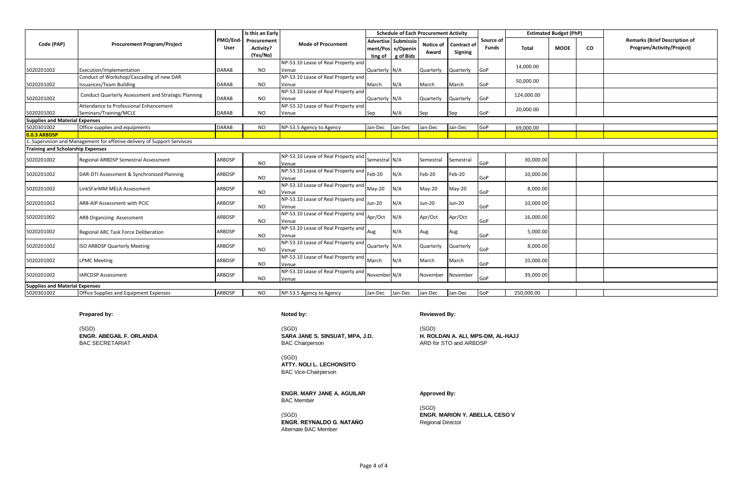| Code (PAP) | Procurement Program/Project | PMO/End-User | Is this an Early Procurement Activity? (Yes/No) | Mode of Procurment | Schedule of Each Procurement Activity | | | | Source of Funds | Estimated Budget (PhP) | | | Remarks (Brief Description of Program/Activity/Project) |
|---|---|---|---|---|---|---|---|---|---|---|---|---|---|
| | | | | | Advertisement/Posting of | Submission/Opening of Bids | Notice of Award | Contract of Signing | | Total | MOOE | CO | |
| 5020201002 | Execution/Implementation | DARAB | NO | NP-53.10 Lease of Real Property and Venue | Quarterly | N/A | Quarterly | Quarterly | GoP | 14,000.00 | | | |
| 5020201002 | Conduct of Workshop/Cascading of new DAR Issuances/Team Building | DARAB | NO | NP-53.10 Lease of Real Property and Venue | March | N/A | March | March | GoP | 50,000.00 | | | |
| 5020201002 | Conduct Quarterly Assessment and Strategic Planning | DARAB | NO | NP-53.10 Lease of Real Property and Venue | Quarterly | N/A | Quarterly | Quarterly | GoP | 124,000.00 | | | |
| 5020201002 | Attendance to Professional Enhancement Seminars/Training/MCLE | DARAB | NO | NP-53.10 Lease of Real Property and Venue | Sep | N/A | Sep | Sep | GoP | 20,000.00 | | | |
| **Supplies and Material Expenses** | | | | | | | | | | | | | |
| 5020301002 | Office supplies and equipments | DARAB | NO | NP-53.5 Agency to Agency | Jan-Dec | Jan-Dec | Jan-Dec | Jan-Dec | GoP | 69,000.00 | | | |
| **0.0.3 ARBDSP** | | | | | | | | | | | | | |
| 1. Supervision and Management for effetive delivery of Support Servivces | | | | | | | | | | | | | |
| **Training and Scholarship Expenses** | | | | | | | | | | | | | |
| 5020201002 | Regional ARBDSP Semestral Assessment | ARBDSP | NO | NP-53.10 Lease of Real Property and Venue | Semestral | N/A | Semestral | Semestral | GoP | 30,000.00 | | | |
| 5020201002 | DAR-DTI Assessment & Synchronized Planning | ARBDSP | NO | NP-53.10 Lease of Real Property and Venue | Feb-20 | N/A | Feb-20 | Feb-20 | GoP | 10,000.00 | | | |
| 5020201002 | LinkSFarMM MELA Assessment | ARBDSP | NO | NP-53.10 Lease of Real Property and Venue | May-20 | N/A | May-20 | May-20 | GoP | 8,000.00 | | | |
| 5020201002 | ARB-AIP Assessment with PCIC | ARBDSP | NO | NP-53.10 Lease of Real Property and Venue | Jun-20 | N/A | Jun-20 | Jun-20 | GoP | 10,000.00 | | | |
| 5020201002 | ARB Organizing Assessment | ARBDSP | NO | NP-53.10 Lease of Real Property and Venue | Apr/Oct | N/A | Apr/Oct | Apr/Oct | GoP | 16,000.00 | | | |
| 5020201002 | Regional ARC Task Force Deliberation | ARBDSP | NO | NP-53.10 Lease of Real Property and Venue | Aug | N/A | Aug | Aug | GoP | 5,000.00 | | | |
| 5020201002 | ISO ARBDSP Quarterly Meeting | ARBDSP | NO | NP-53.10 Lease of Real Property and Venue | Quarterly | N/A | Quarterly | Quarterly | GoP | 8,000.00 | | | |
| 5020201002 | LPMC Meeting | ARBDSP | NO | NP-53.10 Lease of Real Property and Venue | March | N/A | March | March | GoP | 10,000.00 | | | |
| 5020201002 | IARCDSP Assessment | ARBDSP | NO | NP-53.10 Lease of Real Property and Venue | November | N/A | November | November | GoP | 39,000.00 | | | |
| **Supplies and Material Expenses** | | | | | | | | | | | | | |
| 5020301002 | Office Supplies and Equipment Expenses | ARBDSP | NO | NP-53.5 Agency to Agency | Jan-Dec | Jan-Dec | Jan-Dec | Jan-Dec | GoP | 250,000.00 | | | |

**Prepared by:**

(SGD)
**ENGR. ABEGAIL F. ORLANDA**
BAC SECRETARIAT

**Noted by:**

(SGD)
**SARA JANE S. SINSUAT, MPA, J.D.**
BAC Chairperson

(SGD)
**ATTY. NOLI L. LECHONSITO**
BAC Vice-Chairperson

**ENGR. MARY JANE A. AGUILAR**
BAC Member

(SGD)
**ENGR. REYNALDO G. NATAÑO**
Alternate BAC Member

**Reviewed By:**

(SGD)
**H. ROLDAN A. ALI, MPS-DM, AL-HAJJ**
ARD for STO and ARBDSP

**Approved By:**

(SGD)
**ENGR. MARION Y. ABELLA, CESO V**
Regional Director